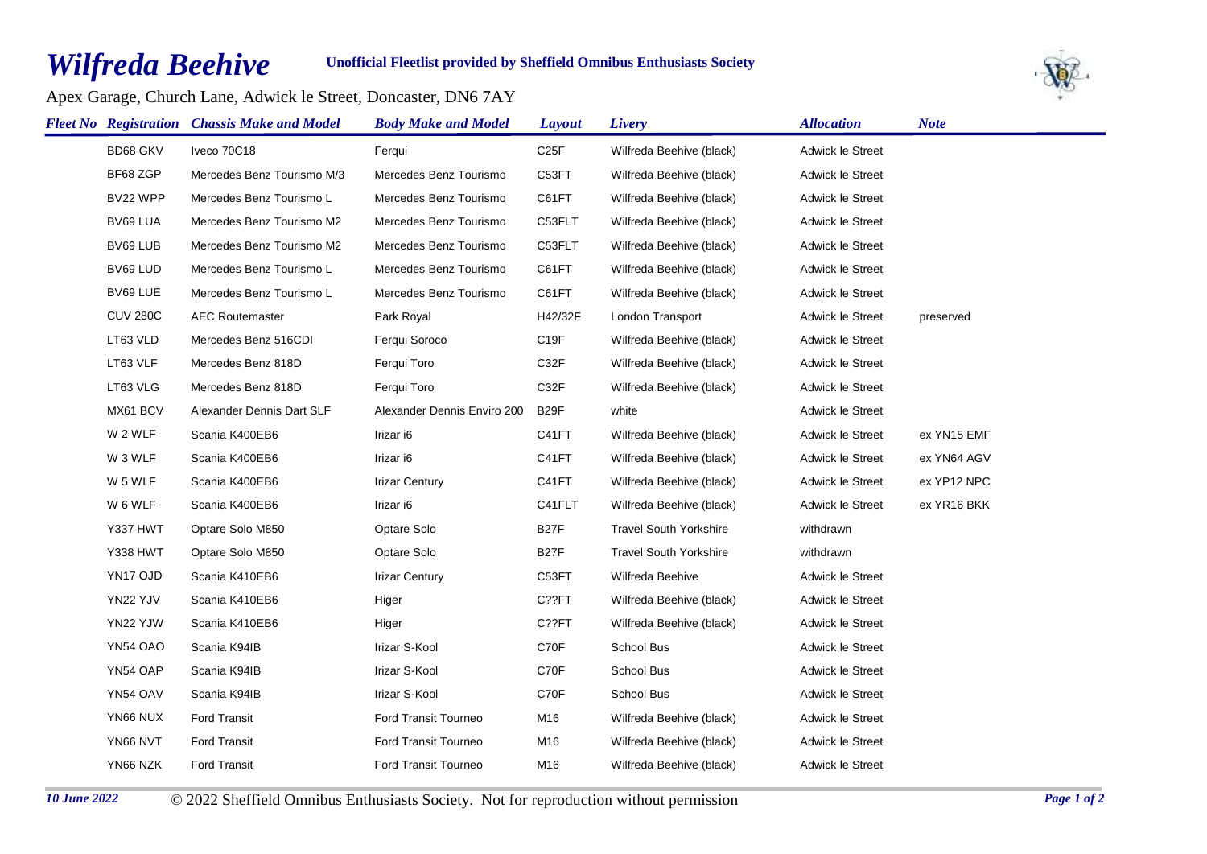# Wilfreda Beehive

**Unofficial Fleetlist provided by Sheffield Omnibus Enthusiasts Society**

Apex Garage, Church Lane, Adwick le Street, Doncaster, DN6 7AY

| Fleet No | Registration | Chassis Make and Model | Body Make and Model | Layout | Livery | Allocation | Note |
|---|---|---|---|---|---|---|---|
| | BD68 GKV | Iveco 70C18 | Ferqui | C25F | Wilfreda Beehive (black) | Adwick le Street | |
| | BF68 ZGP | Mercedes Benz Tourismo M/3 | Mercedes Benz Tourismo | C53FT | Wilfreda Beehive (black) | Adwick le Street | |
| | BV22 WPP | Mercedes Benz Tourismo L | Mercedes Benz Tourismo | C61FT | Wilfreda Beehive (black) | Adwick le Street | |
| | BV69 LUA | Mercedes Benz Tourismo M2 | Mercedes Benz Tourismo | C53FLT | Wilfreda Beehive (black) | Adwick le Street | |
| | BV69 LUB | Mercedes Benz Tourismo M2 | Mercedes Benz Tourismo | C53FLT | Wilfreda Beehive (black) | Adwick le Street | |
| | BV69 LUD | Mercedes Benz Tourismo L | Mercedes Benz Tourismo | C61FT | Wilfreda Beehive (black) | Adwick le Street | |
| | BV69 LUE | Mercedes Benz Tourismo L | Mercedes Benz Tourismo | C61FT | Wilfreda Beehive (black) | Adwick le Street | |
| | CUV 280C | AEC Routemaster | Park Royal | H42/32F | London Transport | Adwick le Street | preserved |
| | LT63 VLD | Mercedes Benz 516CDI | Ferqui Soroco | C19F | Wilfreda Beehive (black) | Adwick le Street | |
| | LT63 VLF | Mercedes Benz 818D | Ferqui Toro | C32F | Wilfreda Beehive (black) | Adwick le Street | |
| | LT63 VLG | Mercedes Benz 818D | Ferqui Toro | C32F | Wilfreda Beehive (black) | Adwick le Street | |
| | MX61 BCV | Alexander Dennis Dart SLF | Alexander Dennis Enviro 200 | B29F | white | Adwick le Street | |
| | W 2 WLF | Scania K400EB6 | Irizar i6 | C41FT | Wilfreda Beehive (black) | Adwick le Street | ex YN15 EMF |
| | W 3 WLF | Scania K400EB6 | Irizar i6 | C41FT | Wilfreda Beehive (black) | Adwick le Street | ex YN64 AGV |
| | W 5 WLF | Scania K400EB6 | Irizar Century | C41FT | Wilfreda Beehive (black) | Adwick le Street | ex YP12 NPC |
| | W 6 WLF | Scania K400EB6 | Irizar i6 | C41FLT | Wilfreda Beehive (black) | Adwick le Street | ex YR16 BKK |
| | Y337 HWT | Optare Solo M850 | Optare Solo | B27F | Travel South Yorkshire | withdrawn | |
| | Y338 HWT | Optare Solo M850 | Optare Solo | B27F | Travel South Yorkshire | withdrawn | |
| | YN17 OJD | Scania K410EB6 | Irizar Century | C53FT | Wilfreda Beehive | Adwick le Street | |
| | YN22 YJV | Scania K410EB6 | Higer | C??FT | Wilfreda Beehive (black) | Adwick le Street | |
| | YN22 YJW | Scania K410EB6 | Higer | C??FT | Wilfreda Beehive (black) | Adwick le Street | |
| | YN54 OAO | Scania K94IB | Irizar S-Kool | C70F | School Bus | Adwick le Street | |
| | YN54 OAP | Scania K94IB | Irizar S-Kool | C70F | School Bus | Adwick le Street | |
| | YN54 OAV | Scania K94IB | Irizar S-Kool | C70F | School Bus | Adwick le Street | |
| | YN66 NUX | Ford Transit | Ford Transit Tourneo | M16 | Wilfreda Beehive (black) | Adwick le Street | |
| | YN66 NVT | Ford Transit | Ford Transit Tourneo | M16 | Wilfreda Beehive (black) | Adwick le Street | |
| | YN66 NZK | Ford Transit | Ford Transit Tourneo | M16 | Wilfreda Beehive (black) | Adwick le Street | |

*10 June 2022* © 2022 Sheffield Omnibus Enthusiasts Society. Not for reproduction without permission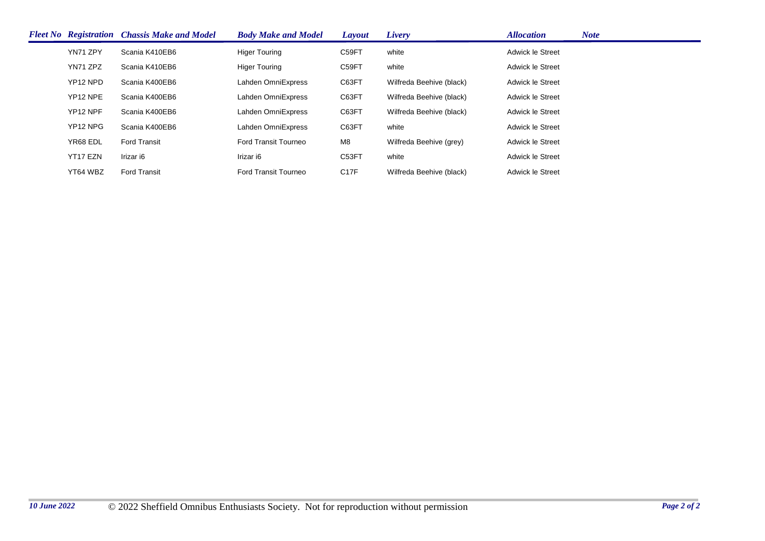| Fleet No | Registration | Chassis Make and Model | Body Make and Model | Layout | Livery | Allocation | Note |
|---|---|---|---|---|---|---|---|
| | YN71 ZPY | Scania K410EB6 | Higer Touring | C59FT | white | Adwick le Street | |
| | YN71 ZPZ | Scania K410EB6 | Higer Touring | C59FT | white | Adwick le Street | |
| | YP12 NPD | Scania K400EB6 | Lahden OmniExpress | C63FT | Wilfreda Beehive (black) | Adwick le Street | |
| | YP12 NPE | Scania K400EB6 | Lahden OmniExpress | C63FT | Wilfreda Beehive (black) | Adwick le Street | |
| | YP12 NPF | Scania K400EB6 | Lahden OmniExpress | C63FT | Wilfreda Beehive (black) | Adwick le Street | |
| | YP12 NPG | Scania K400EB6 | Lahden OmniExpress | C63FT | white | Adwick le Street | |
| | YR68 EDL | Ford Transit | Ford Transit Tourneo | M8 | Wilfreda Beehive (grey) | Adwick le Street | |
| | YT17 EZN | Irizar i6 | Irizar i6 | C53FT | white | Adwick le Street | |
| | YT64 WBZ | Ford Transit | Ford Transit Tourneo | C17F | Wilfreda Beehive (black) | Adwick le Street | |

*10 June 2022* © 2022 Sheffield Omnibus Enthusiasts Society. Not for reproduction without permission